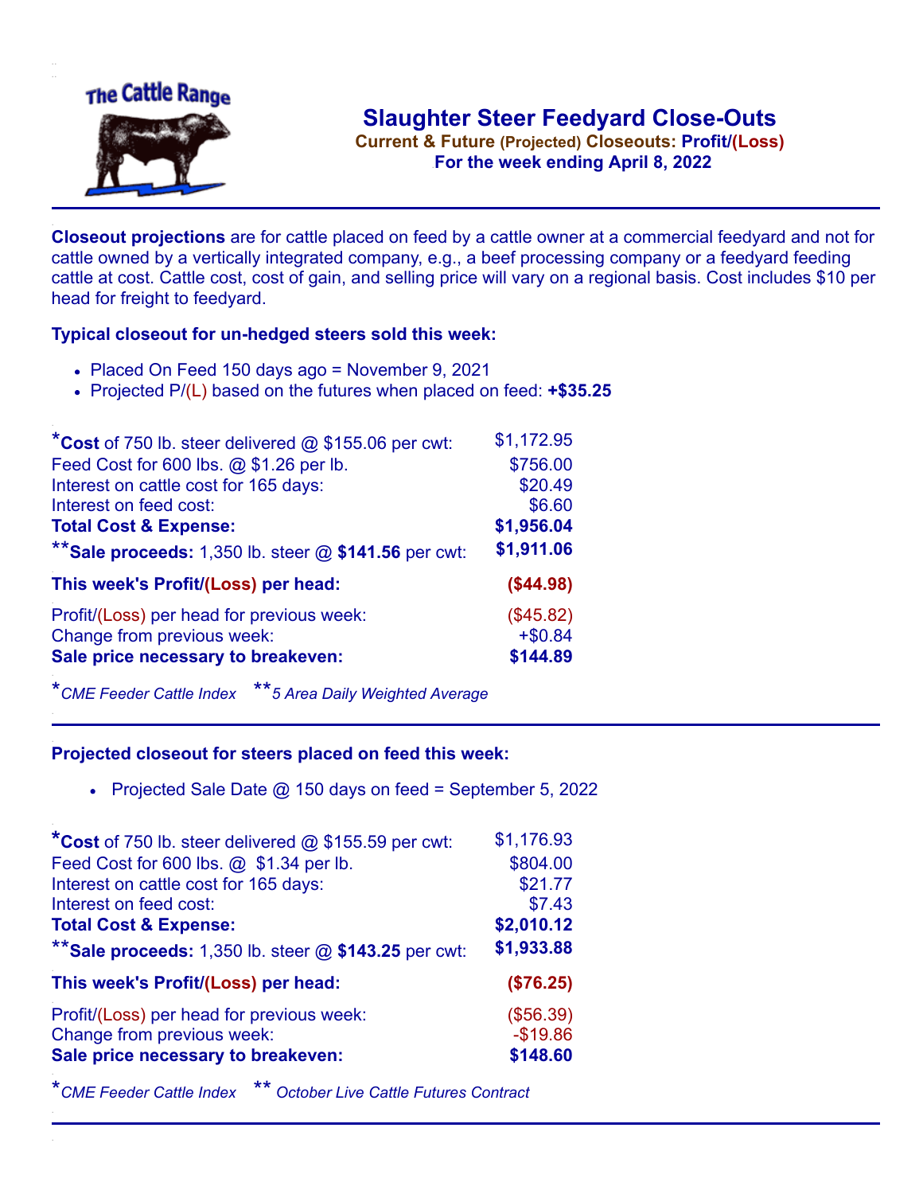The Cattle Range

# Slaughter Steer Feedyard Close-Outs

**Current & Future (Projected) Closeouts: Profit/(Loss)**

**For the week ending April 8, 2022**

**Closeout projections** are for cattle placed on feed by a cattle owner at a commercial feedyard and not for cattle owned by a vertically integrated company, e.g., a beef processing company or a feedyard feeding cattle at cost. Cattle cost, cost of gain, and selling price will vary on a regional basis. Cost includes $10 per head for freight to feedyard.

### Typical closeout for un-hedged steers sold this week:

- Placed On Feed 150 days ago = November 9, 2021
- Projected P/(L) based on the futures when placed on feed: **+$35.25**

| | |
|---|---|
| ***Cost** of 750 lb. steer delivered @ $155.06 per cwt: | $1,172.95 |
| Feed Cost for 600 lbs. @ $1.26 per lb. | $756.00 |
| Interest on cattle cost for 165 days: | $20.49 |
| Interest on feed cost: | $6.60 |
| **Total Cost & Expense:** | **$1,956.04** |
| ****Sale proceeds:** 1,350 lb. steer @ **$141.56** per cwt: | **$1,911.06** |
| **This week's Profit/(Loss) per head:** | **($44.98)** |
| Profit/(Loss) per head for previous week: | ($45.82) |
| Change from previous week: | +$0.84 |
| **Sale price necessary to breakeven:** | **$144.89** |

**CME Feeder Cattle Index* ***5 Area Daily Weighted Average*

### Projected closeout for steers placed on feed this week:

- Projected Sale Date @ 150 days on feed = September 5, 2022

| | |
|---|---|
| ***Cost** of 750 lb. steer delivered @ $155.59 per cwt: | $1,176.93 |
| Feed Cost for 600 lbs. @ $1.34 per lb. | $804.00 |
| Interest on cattle cost for 165 days: | $21.77 |
| Interest on feed cost: | $7.43 |
| **Total Cost & Expense:** | **$2,010.12** |
| ****Sale proceeds:** 1,350 lb. steer @ **$143.25** per cwt: | **$1,933.88** |
| **This week's Profit/(Loss) per head:** | **($76.25)** |
| Profit/(Loss) per head for previous week: | ($56.39) |
| Change from previous week: | -$19.86 |
| **Sale price necessary to breakeven:** | **$148.60** |

**CME Feeder Cattle Index* *** October Live Cattle Futures Contract*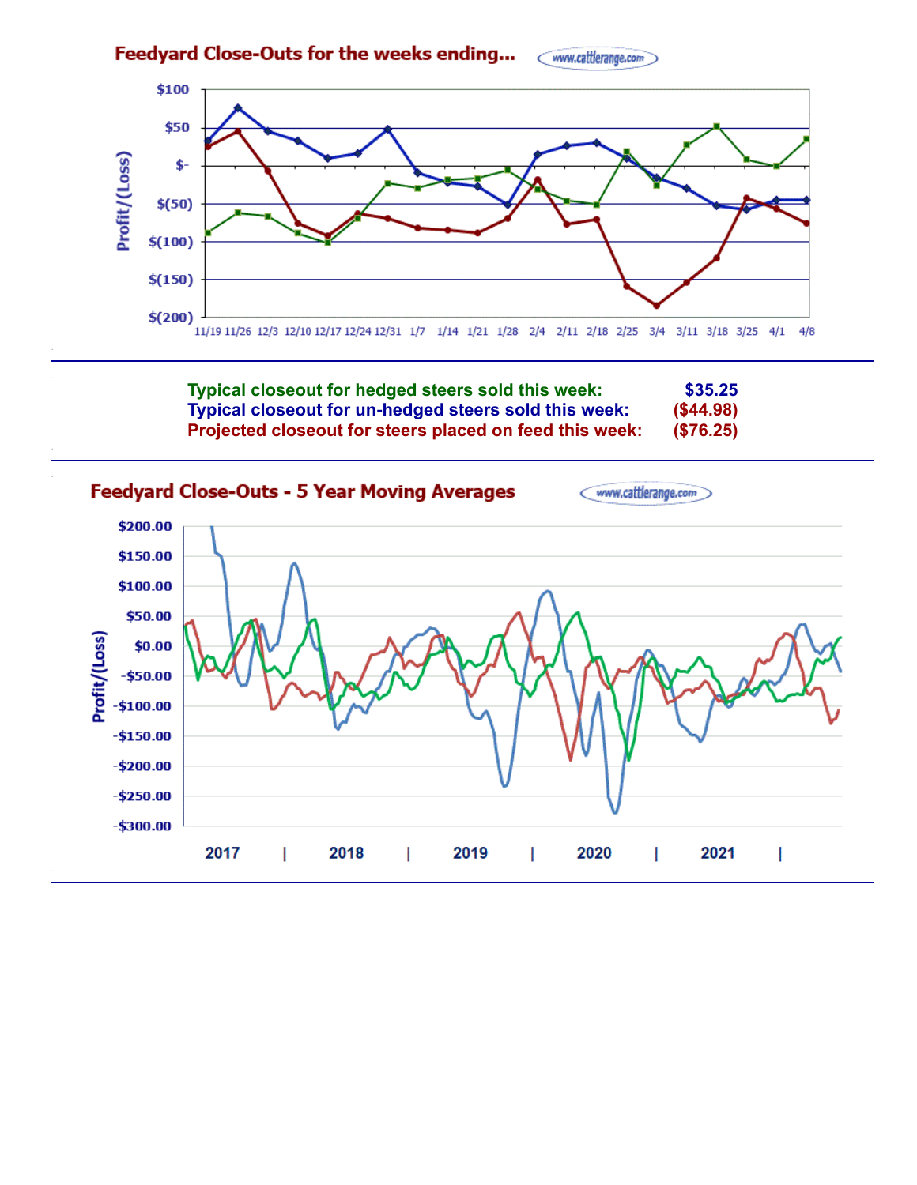## Feedyard Close-Outs for the weeks ending...

www.cattlerange.com

Profit/(Loss)

$100
$50
$-
$(50)
$(100)
$(150)
$(200)

11/19 11/26 12/3 12/10 12/17 12/24 12/31 1/7 1/14 1/21 1/28 2/4 2/11 2/18 2/25 3/4 3/11 3/18 3/25 4/1 4/8

| | |
|---|---|
| Typical closeout for hedged steers sold this week: | $35.25 |
| Typical closeout for un-hedged steers sold this week: | ($44.98) |
| Projected closeout for steers placed on feed this week: | ($76.25) |

## Feedyard Close-Outs - 5 Year Moving Averages

www.cattlerange.com

Profit/(Loss)

$200.00
$150.00
$100.00
$50.00
$0.00
-$50.00
-$100.00
-$150.00
-$200.00
-$250.00
-$300.00

2017 | 2018 | 2019 | 2020 | 2021 |